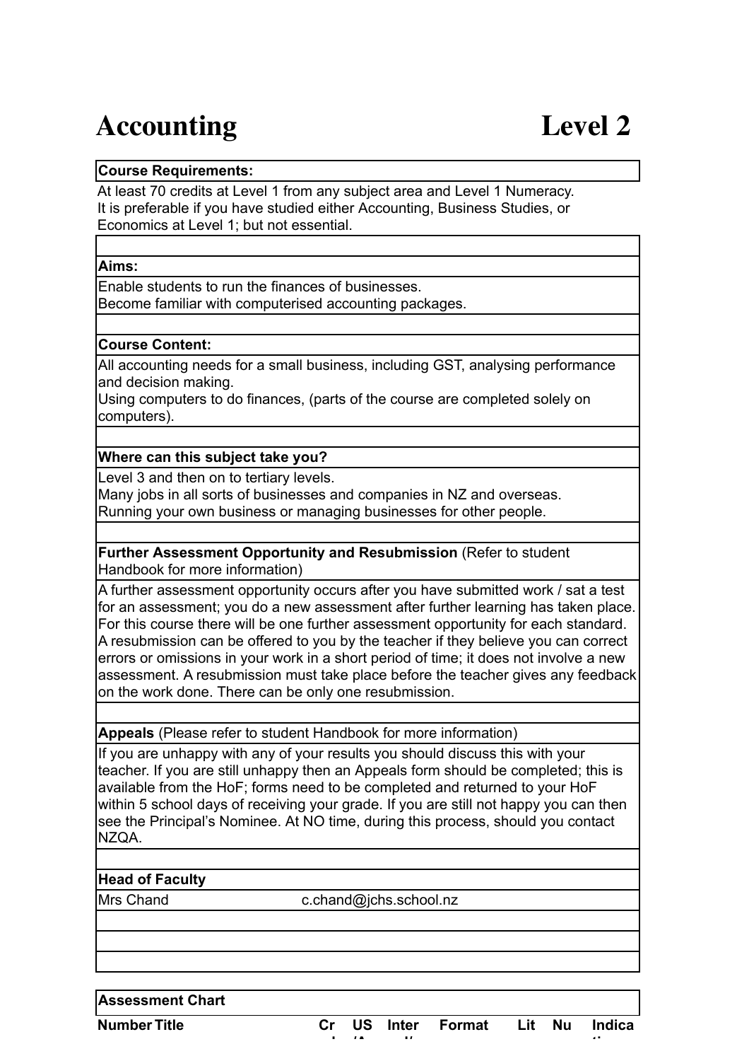# Accounting Level 2

**Course Requirements:**

At least 70 credits at Level 1 from any subject area and Level 1 Numeracy.
It is preferable if you have studied either Accounting, Business Studies, or Economics at Level 1; but not essential.

**Aims:**

Enable students to run the finances of businesses.
Become familiar with computerised accounting packages.

**Course Content:**

All accounting needs for a small business, including GST, analysing performance and decision making.
Using computers to do finances, (parts of the course are completed solely on computers).

**Where can this subject take you?**

Level 3 and then on to tertiary levels.
Many jobs in all sorts of businesses and companies in NZ and overseas.
Running your own business or managing businesses for other people.

**Further Assessment Opportunity and Resubmission** (Refer to student Handbook for more information)

A further assessment opportunity occurs after you have submitted work / sat a test for an assessment; you do a new assessment after further learning has taken place. For this course there will be one further assessment opportunity for each standard. A resubmission can be offered to you by the teacher if they believe you can correct errors or omissions in your work in a short period of time; it does not involve a new assessment. A resubmission must take place before the teacher gives any feedback on the work done. There can be only one resubmission.

**Appeals** (Please refer to student Handbook for more information)

If you are unhappy with any of your results you should discuss this with your teacher. If you are still unhappy then an Appeals form should be completed; this is available from the HoF; forms need to be completed and returned to your HoF within 5 school days of receiving your grade. If you are still not happy you can then see the Principal's Nominee. At NO time, during this process, should you contact NZQA.

**Head of Faculty**

Mrs Chand c.chand@jchs.school.nz

**Assessment Chart**

| Number | Title | Cr | US | Inter | Format | Lit | Nu | Indica |
|---|---|---|---|---|---|---|---|---|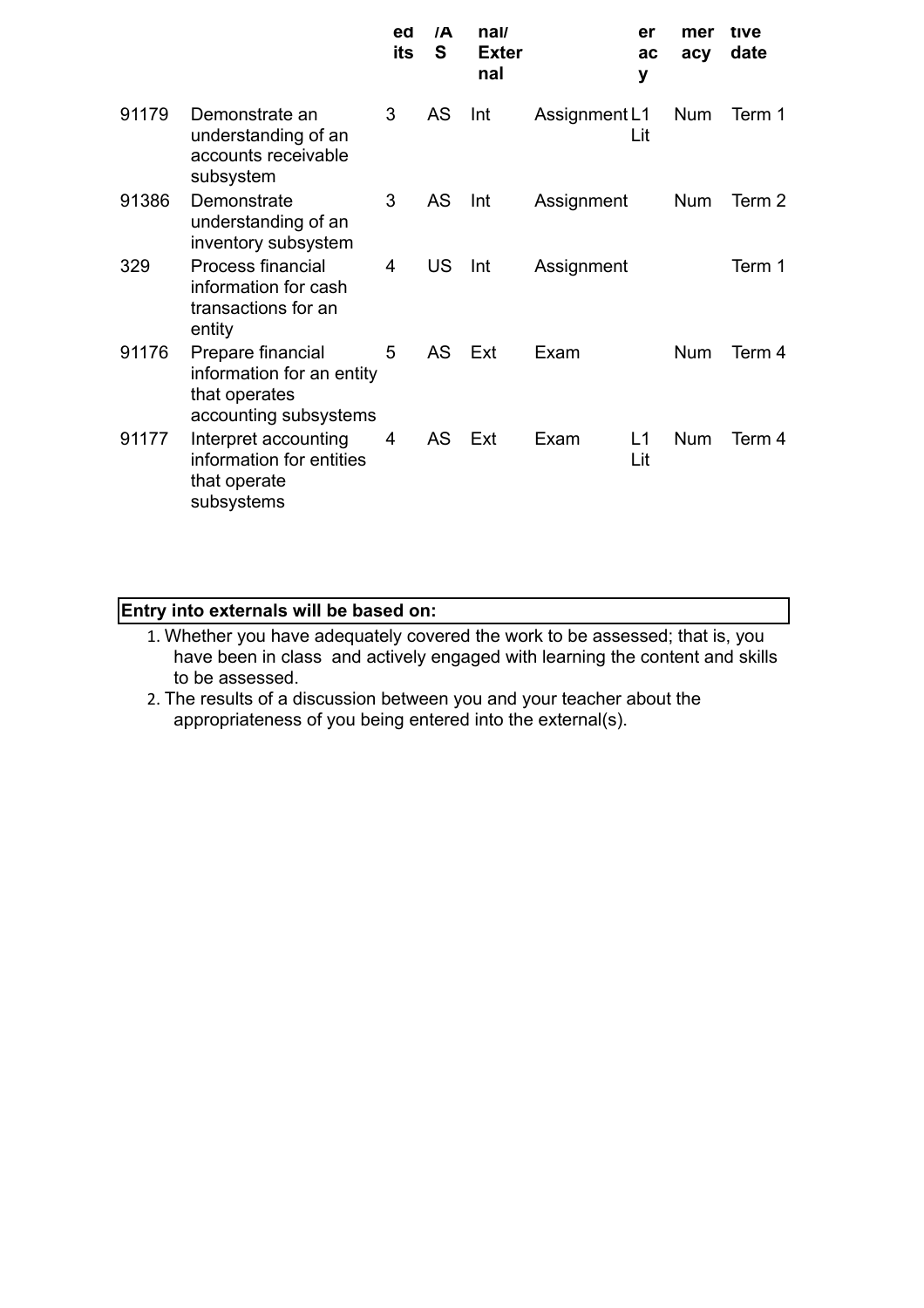| | | ed its | /A S | nal/ External | | er ac y | mer acy | tive date |
|---|---|---|---|---|---|---|---|---|
| 91179 | Demonstrate an understanding of an accounts receivable subsystem | 3 | AS | Int | Assignment | L1 Lit | Num | Term 1 |
| 91386 | Demonstrate understanding of an inventory subsystem | 3 | AS | Int | Assignment | | Num | Term 2 |
| 329 | Process financial information for cash transactions for an entity | 4 | US | Int | Assignment | | | Term 1 |
| 91176 | Prepare financial information for an entity that operates accounting subsystems | 5 | AS | Ext | Exam | | Num | Term 4 |
| 91177 | Interpret accounting information for entities that operate subsystems | 4 | AS | Ext | Exam | L1 Lit | Num | Term 4 |

**Entry into externals will be based on:**

1. Whether you have adequately covered the work to be assessed; that is, you have been in class and actively engaged with learning the content and skills to be assessed.
2. The results of a discussion between you and your teacher about the appropriateness of you being entered into the external(s).